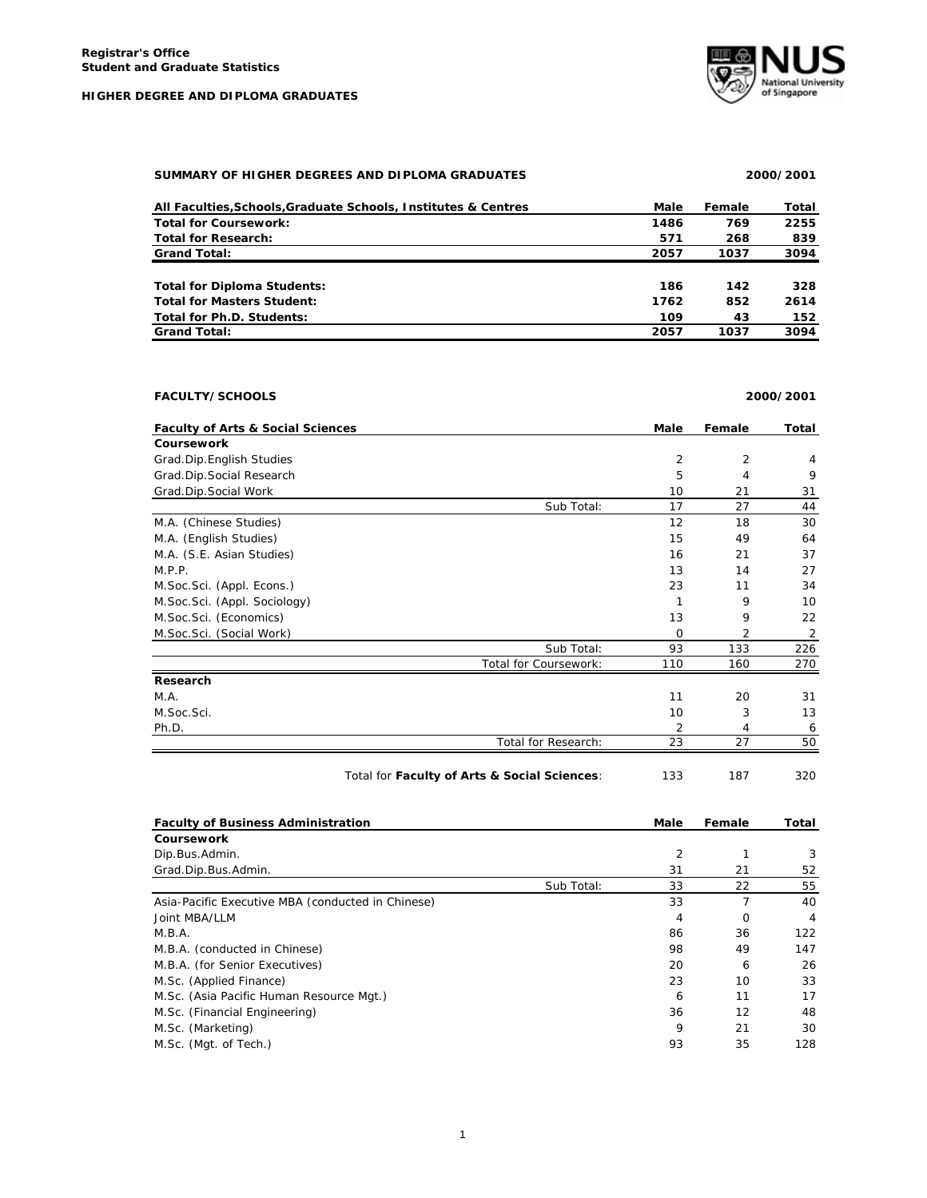**Registrar's Office**
**Student and Graduate Statistics**

**HIGHER DEGREE AND DIPLOMA GRADUATES**

## SUMMARY OF HIGHER DEGREES AND DIPLOMA GRADUATES — 2000/2001

| All Faculties,Schools,Graduate Schools, Institutes & Centres | Male | Female | Total |
|---|---|---|---|
| **Total for Coursework:** | 1486 | 769 | 2255 |
| **Total for Research:** | 571 | 268 | 839 |
| **Grand Total:** | 2057 | 1037 | 3094 |
| | | | |
| **Total for Diploma Students:** | 186 | 142 | 328 |
| **Total for Masters Student:** | 1762 | 852 | 2614 |
| **Total for Ph.D. Students:** | 109 | 43 | 152 |
| **Grand Total:** | 2057 | 1037 | 3094 |

## FACULTY/SCHOOLS — 2000/2001

| Faculty of Arts & Social Sciences | Male | Female | Total |
|---|---|---|---|
| **Coursework** | | | |
| Grad.Dip.English Studies | 2 | 2 | 4 |
| Grad.Dip.Social Research | 5 | 4 | 9 |
| Grad.Dip.Social Work | 10 | 21 | 31 |
| Sub Total: | 17 | 27 | 44 |
| M.A. (Chinese Studies) | 12 | 18 | 30 |
| M.A. (English Studies) | 15 | 49 | 64 |
| M.A. (S.E. Asian Studies) | 16 | 21 | 37 |
| M.P.P. | 13 | 14 | 27 |
| M.Soc.Sci. (Appl. Econs.) | 23 | 11 | 34 |
| M.Soc.Sci. (Appl. Sociology) | 1 | 9 | 10 |
| M.Soc.Sci. (Economics) | 13 | 9 | 22 |
| M.Soc.Sci. (Social Work) | 0 | 2 | 2 |
| Sub Total: | 93 | 133 | 226 |
| Total for Coursework: | 110 | 160 | 270 |
| **Research** | | | |
| M.A. | 11 | 20 | 31 |
| M.Soc.Sci. | 10 | 3 | 13 |
| Ph.D. | 2 | 4 | 6 |
| Total for Research: | 23 | 27 | 50 |
| Total for **Faculty of Arts & Social Sciences**: | 133 | 187 | 320 |

| Faculty of Business Administration | Male | Female | Total |
|---|---|---|---|
| **Coursework** | | | |
| Dip.Bus.Admin. | 2 | 1 | 3 |
| Grad.Dip.Bus.Admin. | 31 | 21 | 52 |
| Sub Total: | 33 | 22 | 55 |
| Asia-Pacific Executive MBA (conducted in Chinese) | 33 | 7 | 40 |
| Joint MBA/LLM | 4 | 0 | 4 |
| M.B.A. | 86 | 36 | 122 |
| M.B.A. (conducted in Chinese) | 98 | 49 | 147 |
| M.B.A. (for Senior Executives) | 20 | 6 | 26 |
| M.Sc. (Applied Finance) | 23 | 10 | 33 |
| M.Sc. (Asia Pacific Human Resource Mgt.) | 6 | 11 | 17 |
| M.Sc. (Financial Engineering) | 36 | 12 | 48 |
| M.Sc. (Marketing) | 9 | 21 | 30 |
| M.Sc. (Mgt. of Tech.) | 93 | 35 | 128 |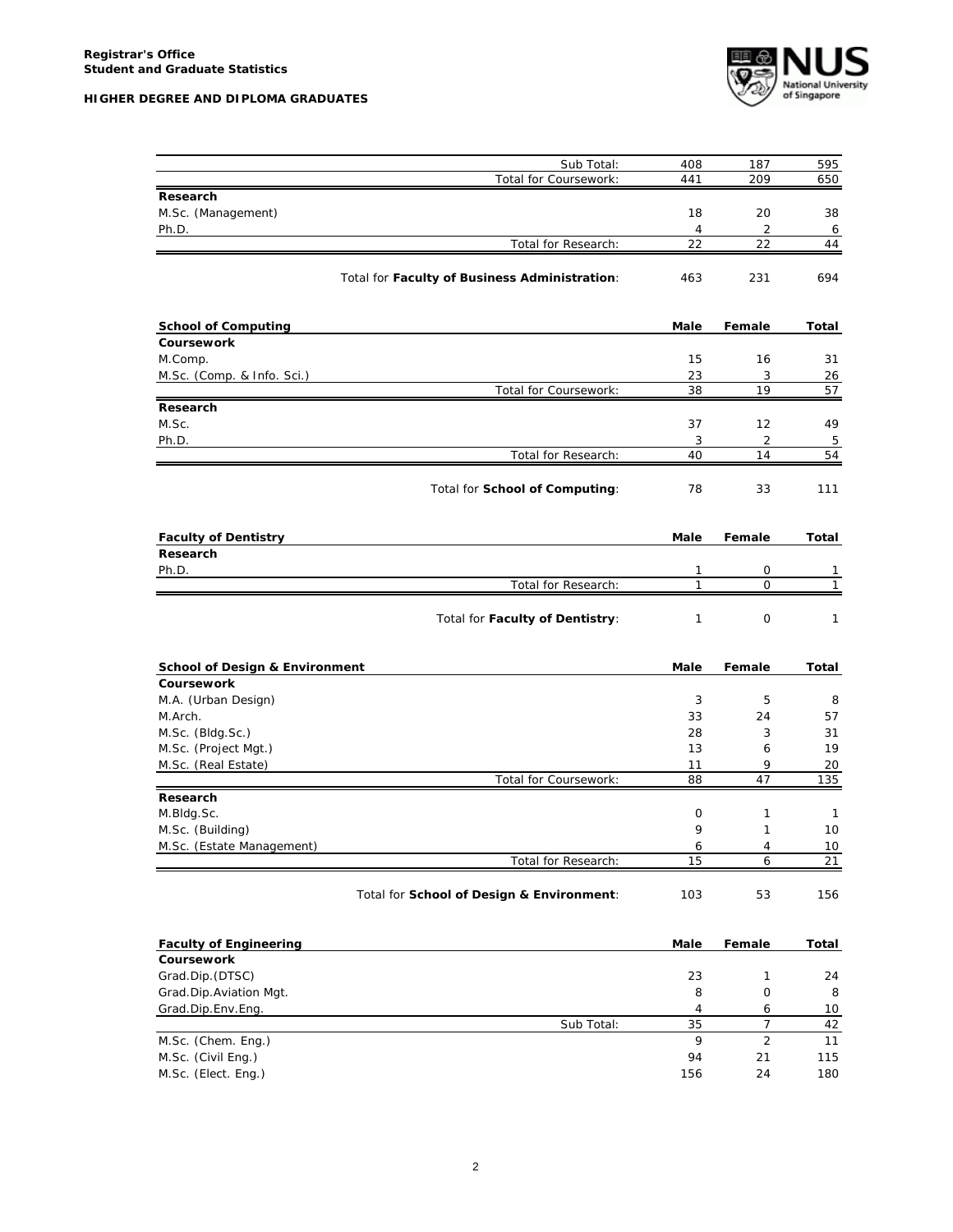| | Male | Female | Total |
|---|---|---|---|
| Sub Total: | 408 | 187 | 595 |
| Total for Coursework: | 441 | 209 | 650 |
| **Research** | | | |
| M.Sc. (Management) | 18 | 20 | 38 |
| Ph.D. | 4 | 2 | 6 |
| Total for Research: | 22 | 22 | 44 |
| Total for **Faculty of Business Administration**: | 463 | 231 | 694 |

| **School of Computing** | **Male** | **Female** | **Total** |
|---|---|---|---|
| **Coursework** | | | |
| M.Comp. | 15 | 16 | 31 |
| M.Sc. (Comp. & Info. Sci.) | 23 | 3 | 26 |
| Total for Coursework: | 38 | 19 | 57 |
| **Research** | | | |
| M.Sc. | 37 | 12 | 49 |
| Ph.D. | 3 | 2 | 5 |
| Total for Research: | 40 | 14 | 54 |
| Total for **School of Computing**: | 78 | 33 | 111 |

| **Faculty of Dentistry** | **Male** | **Female** | **Total** |
|---|---|---|---|
| **Research** | | | |
| Ph.D. | 1 | 0 | 1 |
| Total for Research: | 1 | 0 | 1 |
| Total for **Faculty of Dentistry**: | 1 | 0 | 1 |

| **School of Design & Environment** | **Male** | **Female** | **Total** |
|---|---|---|---|
| **Coursework** | | | |
| M.A. (Urban Design) | 3 | 5 | 8 |
| M.Arch. | 33 | 24 | 57 |
| M.Sc. (Bldg.Sc.) | 28 | 3 | 31 |
| M.Sc. (Project Mgt.) | 13 | 6 | 19 |
| M.Sc. (Real Estate) | 11 | 9 | 20 |
| Total for Coursework: | 88 | 47 | 135 |
| **Research** | | | |
| M.Bldg.Sc. | 0 | 1 | 1 |
| M.Sc. (Building) | 9 | 1 | 10 |
| M.Sc. (Estate Management) | 6 | 4 | 10 |
| Total for Research: | 15 | 6 | 21 |
| Total for **School of Design & Environment**: | 103 | 53 | 156 |

| **Faculty of Engineering** | **Male** | **Female** | **Total** |
|---|---|---|---|
| **Coursework** | | | |
| Grad.Dip.(DTSC) | 23 | 1 | 24 |
| Grad.Dip.Aviation Mgt. | 8 | 0 | 8 |
| Grad.Dip.Env.Eng. | 4 | 6 | 10 |
| Sub Total: | 35 | 7 | 42 |
| M.Sc. (Chem. Eng.) | 9 | 2 | 11 |
| M.Sc. (Civil Eng.) | 94 | 21 | 115 |
| M.Sc. (Elect. Eng.) | 156 | 24 | 180 |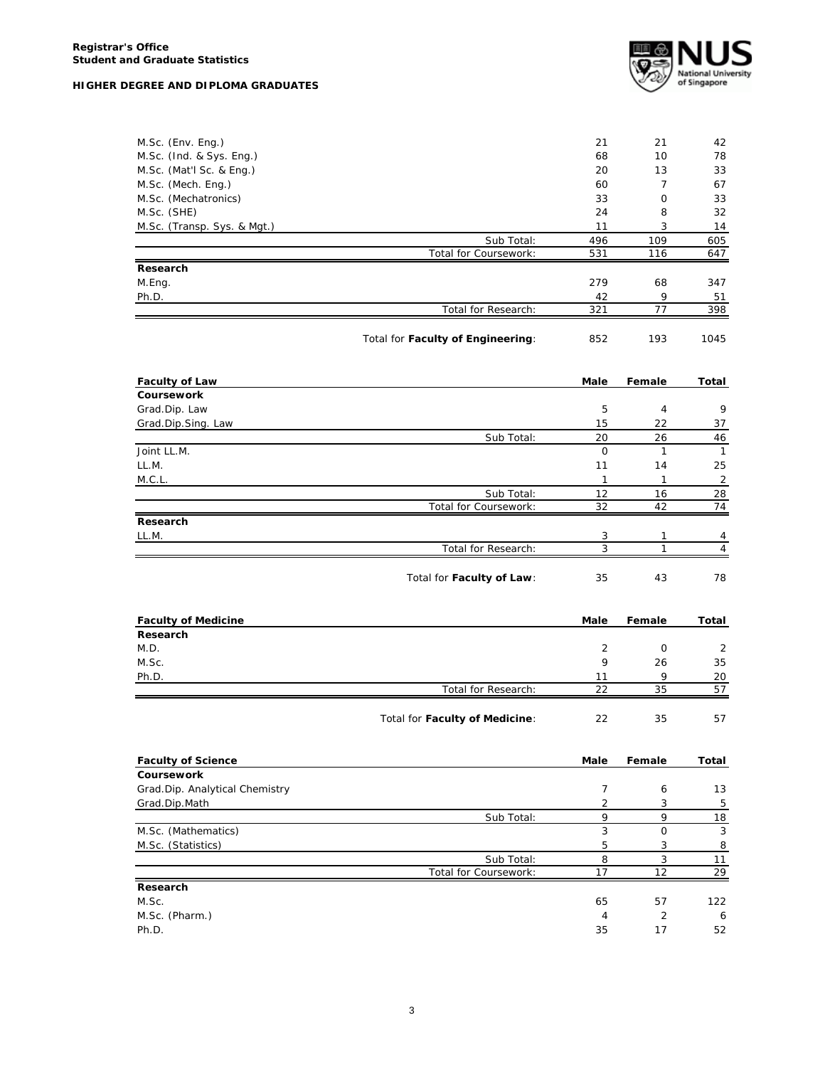| | Male | Female | Total |
|---|---|---|---|
| M.Sc. (Env. Eng.) | 21 | 21 | 42 |
| M.Sc. (Ind. & Sys. Eng.) | 68 | 10 | 78 |
| M.Sc. (Mat'l Sc. & Eng.) | 20 | 13 | 33 |
| M.Sc. (Mech. Eng.) | 60 | 7 | 67 |
| M.Sc. (Mechatronics) | 33 | 0 | 33 |
| M.Sc. (SHE) | 24 | 8 | 32 |
| M.Sc. (Transp. Sys. & Mgt.) | 11 | 3 | 14 |
| Sub Total: | 496 | 109 | 605 |
| Total for Coursework: | 531 | 116 | 647 |
| **Research** | | | |
| M.Eng. | 279 | 68 | 347 |
| Ph.D. | 42 | 9 | 51 |
| Total for Research: | 321 | 77 | 398 |
| Total for **Faculty of Engineering**: | 852 | 193 | 1045 |

| **Faculty of Law** | **Male** | **Female** | **Total** |
|---|---|---|---|
| **Coursework** | | | |
| Grad.Dip. Law | 5 | 4 | 9 |
| Grad.Dip.Sing. Law | 15 | 22 | 37 |
| Sub Total: | 20 | 26 | 46 |
| Joint LL.M. | 0 | 1 | 1 |
| LL.M. | 11 | 14 | 25 |
| M.C.L. | 1 | 1 | 2 |
| Sub Total: | 12 | 16 | 28 |
| Total for Coursework: | 32 | 42 | 74 |
| **Research** | | | |
| LL.M. | 3 | 1 | 4 |
| Total for Research: | 3 | 1 | 4 |
| Total for **Faculty of Law**: | 35 | 43 | 78 |

| **Faculty of Medicine** | **Male** | **Female** | **Total** |
|---|---|---|---|
| **Research** | | | |
| M.D. | 2 | 0 | 2 |
| M.Sc. | 9 | 26 | 35 |
| Ph.D. | 11 | 9 | 20 |
| Total for Research: | 22 | 35 | 57 |
| Total for **Faculty of Medicine**: | 22 | 35 | 57 |

| **Faculty of Science** | **Male** | **Female** | **Total** |
|---|---|---|---|
| **Coursework** | | | |
| Grad.Dip. Analytical Chemistry | 7 | 6 | 13 |
| Grad.Dip.Math | 2 | 3 | 5 |
| Sub Total: | 9 | 9 | 18 |
| M.Sc. (Mathematics) | 3 | 0 | 3 |
| M.Sc. (Statistics) | 5 | 3 | 8 |
| Sub Total: | 8 | 3 | 11 |
| Total for Coursework: | 17 | 12 | 29 |
| **Research** | | | |
| M.Sc. | 65 | 57 | 122 |
| M.Sc. (Pharm.) | 4 | 2 | 6 |
| Ph.D. | 35 | 17 | 52 |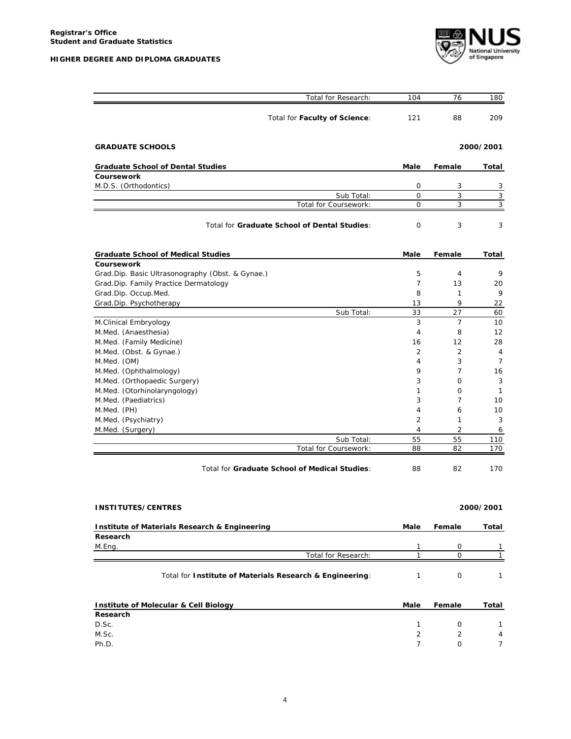| | Male | Female | Total |
|---|---|---|---|
| Total for Research: | 104 | 76 | 180 |
| Total for **Faculty of Science**: | 121 | 88 | 209 |

## GRADUATE SCHOOLS

**2000/2001**

| **Graduate School of Dental Studies** | **Male** | **Female** | **Total** |
|---|---|---|---|
| **Coursework** | | | |
| M.D.S. (Orthodontics) | 0 | 3 | 3 |
| Sub Total: | 0 | 3 | 3 |
| Total for Coursework: | 0 | 3 | 3 |
| Total for **Graduate School of Dental Studies**: | 0 | 3 | 3 |

| **Graduate School of Medical Studies** | **Male** | **Female** | **Total** |
|---|---|---|---|
| **Coursework** | | | |
| Grad.Dip. Basic Ultrasonography (Obst. & Gynae.) | 5 | 4 | 9 |
| Grad.Dip. Family Practice Dermatology | 7 | 13 | 20 |
| Grad.Dip. Occup.Med. | 8 | 1 | 9 |
| Grad.Dip. Psychotherapy | 13 | 9 | 22 |
| Sub Total: | 33 | 27 | 60 |
| M.Clinical Embryology | 3 | 7 | 10 |
| M.Med. (Anaesthesia) | 4 | 8 | 12 |
| M.Med. (Family Medicine) | 16 | 12 | 28 |
| M.Med. (Obst. & Gynae.) | 2 | 2 | 4 |
| M.Med. (OM) | 4 | 3 | 7 |
| M.Med. (Ophthalmology) | 9 | 7 | 16 |
| M.Med. (Orthopaedic Surgery) | 3 | 0 | 3 |
| M.Med. (Otorhinolaryngology) | 1 | 0 | 1 |
| M.Med. (Paediatrics) | 3 | 7 | 10 |
| M.Med. (PH) | 4 | 6 | 10 |
| M.Med. (Psychiatry) | 2 | 1 | 3 |
| M.Med. (Surgery) | 4 | 2 | 6 |
| Sub Total: | 55 | 55 | 110 |
| Total for Coursework: | 88 | 82 | 170 |
| Total for **Graduate School of Medical Studies**: | 88 | 82 | 170 |

## INSTITUTES/CENTRES

**2000/2001**

| **Institute of Materials Research & Engineering** | **Male** | **Female** | **Total** |
|---|---|---|---|
| **Research** | | | |
| M.Eng. | 1 | 0 | 1 |
| Total for Research: | 1 | 0 | 1 |
| Total for **Institute of Materials Research & Engineering**: | 1 | 0 | 1 |

| **Institute of Molecular & Cell Biology** | **Male** | **Female** | **Total** |
|---|---|---|---|
| **Research** | | | |
| D.Sc. | 1 | 0 | 1 |
| M.Sc. | 2 | 2 | 4 |
| Ph.D. | 7 | 0 | 7 |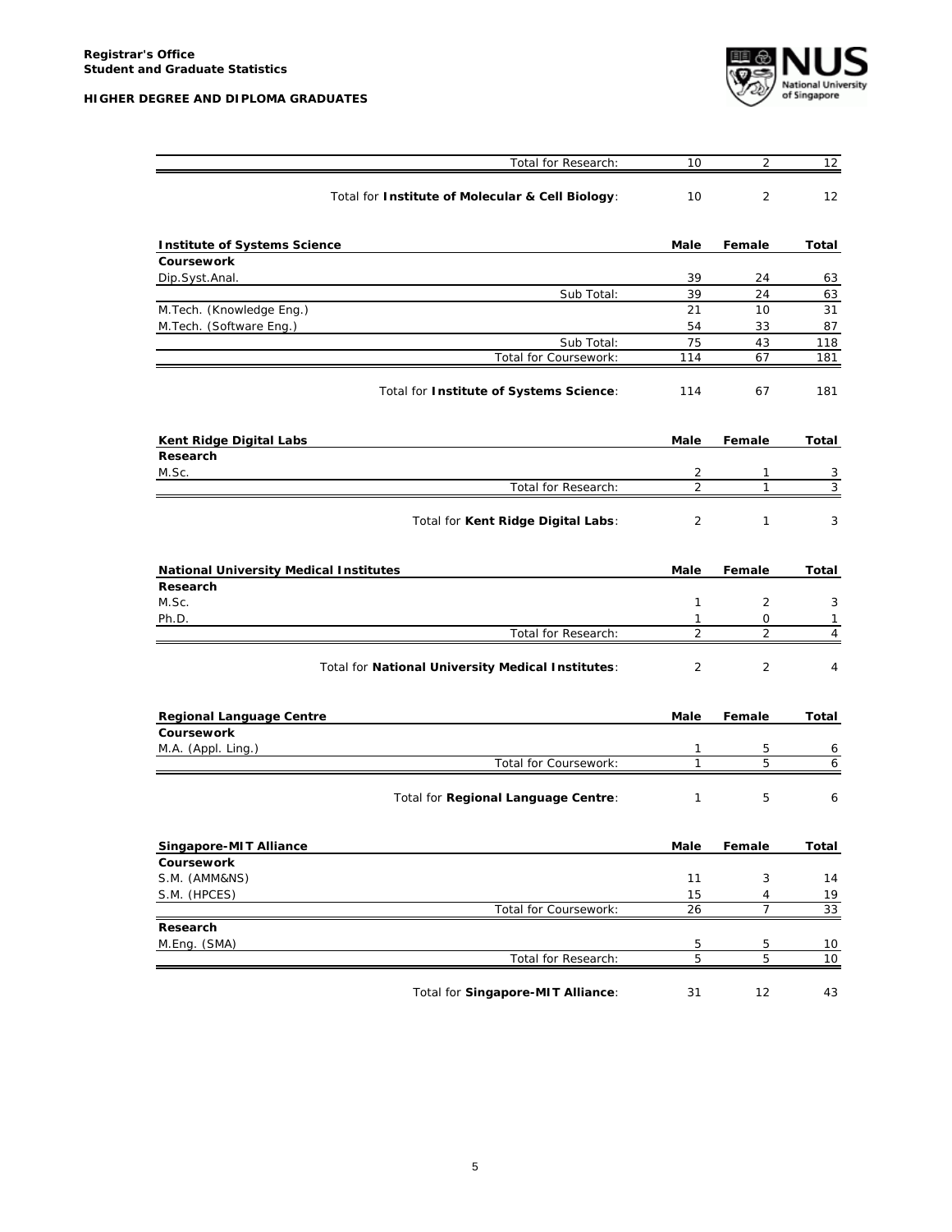| | Male | Female | Total |
|---|---|---|---|
| Total for Research: | 10 | 2 | 12 |
| Total for **Institute of Molecular & Cell Biology**: | 10 | 2 | 12 |

| **Institute of Systems Science** | **Male** | **Female** | **Total** |
|---|---|---|---|
| **Coursework** | | | |
| Dip.Syst.Anal. | 39 | 24 | 63 |
| Sub Total: | 39 | 24 | 63 |
| M.Tech. (Knowledge Eng.) | 21 | 10 | 31 |
| M.Tech. (Software Eng.) | 54 | 33 | 87 |
| Sub Total: | 75 | 43 | 118 |
| Total for Coursework: | 114 | 67 | 181 |
| Total for **Institute of Systems Science**: | 114 | 67 | 181 |

| **Kent Ridge Digital Labs** | **Male** | **Female** | **Total** |
|---|---|---|---|
| **Research** | | | |
| M.Sc. | 2 | 1 | 3 |
| Total for Research: | 2 | 1 | 3 |
| Total for **Kent Ridge Digital Labs**: | 2 | 1 | 3 |

| **National University Medical Institutes** | **Male** | **Female** | **Total** |
|---|---|---|---|
| **Research** | | | |
| M.Sc. | 1 | 2 | 3 |
| Ph.D. | 1 | 0 | 1 |
| Total for Research: | 2 | 2 | 4 |
| Total for **National University Medical Institutes**: | 2 | 2 | 4 |

| **Regional Language Centre** | **Male** | **Female** | **Total** |
|---|---|---|---|
| **Coursework** | | | |
| M.A. (Appl. Ling.) | 1 | 5 | 6 |
| Total for Coursework: | 1 | 5 | 6 |
| Total for **Regional Language Centre**: | 1 | 5 | 6 |

| **Singapore-MIT Alliance** | **Male** | **Female** | **Total** |
|---|---|---|---|
| **Coursework** | | | |
| S.M. (AMM&NS) | 11 | 3 | 14 |
| S.M. (HPCES) | 15 | 4 | 19 |
| Total for Coursework: | 26 | 7 | 33 |
| **Research** | | | |
| M.Eng. (SMA) | 5 | 5 | 10 |
| Total for Research: | 5 | 5 | 10 |
| Total for **Singapore-MIT Alliance**: | 31 | 12 | 43 |